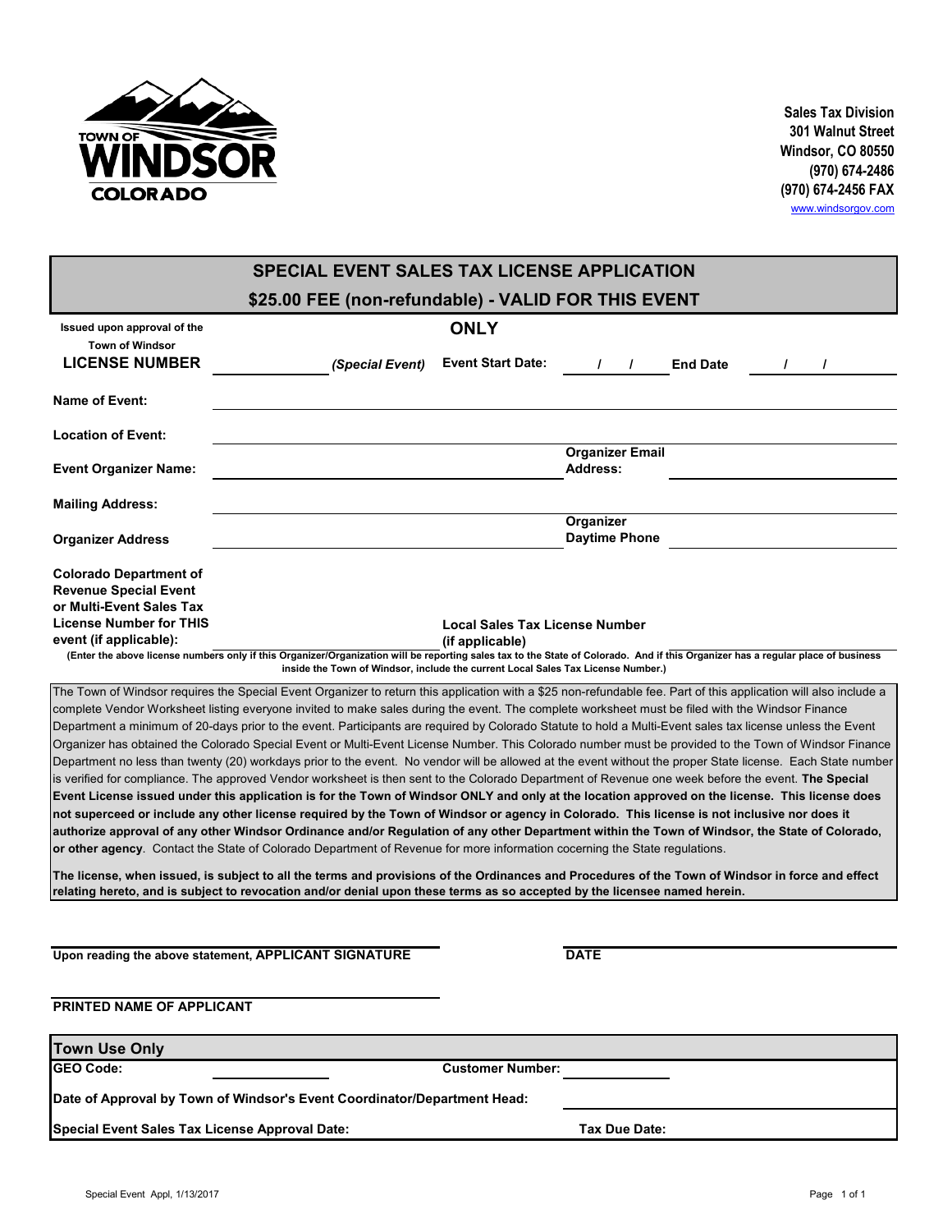**TOWN OF WINDSOR COLORADO**

**Sales Tax Division**
**301 Walnut Street**
**Windsor, CO 80550**
**(970) 674-2486**
**(970) 674-2456 FAX**
www.windsorgov.com

## SPECIAL EVENT SALES TAX LICENSE APPLICATION

### $25.00 FEE (non-refundable) - VALID FOR THIS EVENT ONLY

Issued upon approval of the Town of Windsor

**LICENSE NUMBER** ____________ *(Special Event)* **Event Start Date:** \_\_ / \_\_ / \_\_ **End Date** \_\_ / \_\_ / \_\_

**Name of Event:** ____________________

**Location of Event:** ____________________

**Event Organizer Name:** ____________________ **Organizer Email Address:** ____________________

**Mailing Address:** ____________________

**Organizer Address** ____________________ **Organizer Daytime Phone** ____________________

**Colorado Department of Revenue Special Event or Multi-Event Sales Tax License Number for THIS event (if applicable):** ____________________ **Local Sales Tax License Number (if applicable)** ____________________

**(Enter the above license numbers only if this Organizer/Organization will be reporting sales tax to the State of Colorado. And if this Organizer has a regular place of business inside the Town of Windsor, include the current Local Sales Tax License Number.)**

The Town of Windsor requires the Special Event Organizer to return this application with a $25 non-refundable fee. Part of this application will also include a complete Vendor Worksheet listing everyone invited to make sales during the event. The complete worksheet must be filed with the Windsor Finance Department a minimum of 20-days prior to the event. Participants are required by Colorado Statute to hold a Multi-Event sales tax license unless the Event Organizer has obtained the Colorado Special Event or Multi-Event License Number. This Colorado number must be provided to the Town of Windsor Finance Department no less than twenty (20) workdays prior to the event. No vendor will be allowed at the event without the proper State license. Each State number is verified for compliance. The approved Vendor worksheet is then sent to the Colorado Department of Revenue one week before the event. **The Special Event License issued under this application is for the Town of Windsor ONLY and only at the location approved on the license. This license does not superceed or include any other license required by the Town of Windsor or agency in Colorado. This license is not inclusive nor does it authorize approval of any other Windsor Ordinance and/or Regulation of any other Department within the Town of Windsor, the State of Colorado, or other agency**. Contact the State of Colorado Department of Revenue for more information cocerning the State regulations.

**The license, when issued, is subject to all the terms and provisions of the Ordinances and Procedures of the Town of Windsor in force and effect relating hereto, and is subject to revocation and/or denial upon these terms as so accepted by the licensee named herein.**

____________________ ____________________
Upon reading the above statement, **APPLICANT SIGNATURE** **DATE**

____________________
**PRINTED NAME OF APPLICANT**

| **Town Use Only** | | | |
|---|---|---|---|
| **GEO Code:** | | **Customer Number:** | |
| **Date of Approval by Town of Windsor's Event Coordinator/Department Head:** | | | |
| **Special Event Sales Tax License Approval Date:** | | **Tax Due Date:** | |

Special Event Appl, 1/13/2017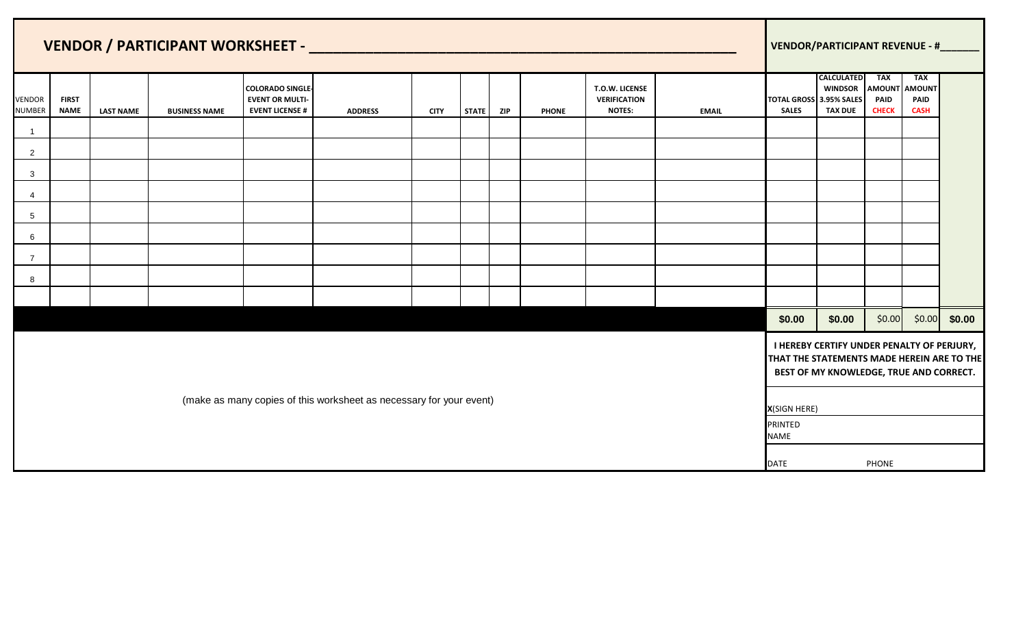# VENDOR / PARTICIPANT WORKSHEET - ________________________________________________

**VENDOR/PARTICIPANT REVENUE - #______**

| VENDOR NUMBER | FIRST NAME | LAST NAME | BUSINESS NAME | COLORADO SINGLE-EVENT OR MULTI-EVENT LICENSE # | ADDRESS | CITY | STATE | ZIP | PHONE | T.O.W. LICENSE VERIFICATION NOTES: | EMAIL | TOTAL GROSS SALES | CALCULATED WINDSOR 3.95% SALES TAX DUE | TAX AMOUNT PAID CHECK | TAX AMOUNT PAID CASH | |
|---|---|---|---|---|---|---|---|---|---|---|---|---|---|---|---|---|
| 1 | | | | | | | | | | | | | | | | |
| 2 | | | | | | | | | | | | | | | | |
| 3 | | | | | | | | | | | | | | | | |
| 4 | | | | | | | | | | | | | | | | |
| 5 | | | | | | | | | | | | | | | | |
| 6 | | | | | | | | | | | | | | | | |
| 7 | | | | | | | | | | | | | | | | |
| 8 | | | | | | | | | | | | | | | | |
| | | | | | | | | | | | | | | | | |
| | | | | | | | | | | | | $0.00 | $0.00 | $0.00 | $0.00 | $0.00 |

(make as many copies of this worksheet as necessary for your event)

**I HEREBY CERTIFY UNDER PENALTY OF PERJURY, THAT THE STATEMENTS MADE HEREIN ARE TO THE BEST OF MY KNOWLEDGE, TRUE AND CORRECT.**

**X**(SIGN HERE)

PRINTED NAME

DATE PHONE